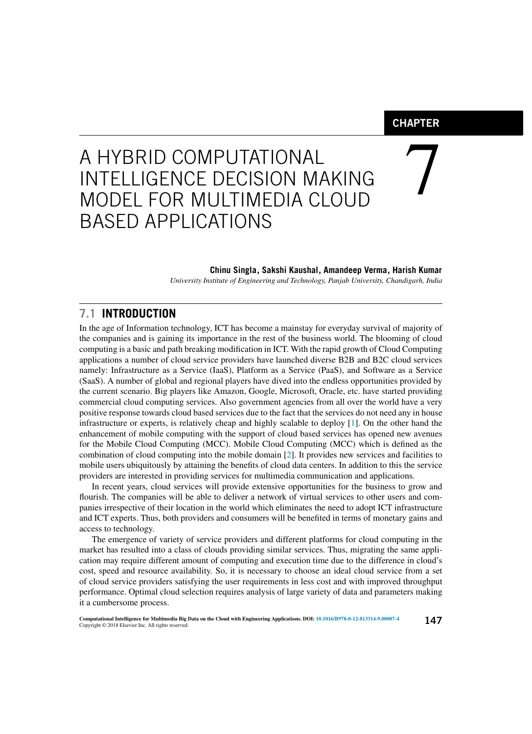# CHAPTER 7

# A HYBRID COMPUTATIONAL INTELLIGENCE DECISION MAKING MODEL FOR MULTIMEDIA CLOUD BASED APPLICATIONS

**Chinu Singla, Sakshi Kaushal, Amandeep Verma, Harish Kumar**

*University Institute of Engineering and Technology, Panjab University, Chandigarh, India*

## 7.1 INTRODUCTION

In the age of Information technology, ICT has become a mainstay for everyday survival of majority of the companies and is gaining its importance in the rest of the business world. The blooming of cloud computing is a basic and path breaking modification in ICT. With the rapid growth of Cloud Computing applications a number of cloud service providers have launched diverse B2B and B2C cloud services namely: Infrastructure as a Service (IaaS), Platform as a Service (PaaS), and Software as a Service (SaaS). A number of global and regional players have dived into the endless opportunities provided by the current scenario. Big players like Amazon, Google, Microsoft, Oracle, etc. have started providing commercial cloud computing services. Also government agencies from all over the world have a very positive response towards cloud based services due to the fact that the services do not need any in house infrastructure or experts, is relatively cheap and highly scalable to deploy [1]. On the other hand the enhancement of mobile computing with the support of cloud based services has opened new avenues for the Mobile Cloud Computing (MCC). Mobile Cloud Computing (MCC) which is defined as the combination of cloud computing into the mobile domain [2]. It provides new services and facilities to mobile users ubiquitously by attaining the benefits of cloud data centers. In addition to this the service providers are interested in providing services for multimedia communication and applications.

In recent years, cloud services will provide extensive opportunities for the business to grow and flourish. The companies will be able to deliver a network of virtual services to other users and companies irrespective of their location in the world which eliminates the need to adopt ICT infrastructure and ICT experts. Thus, both providers and consumers will be benefited in terms of monetary gains and access to technology.

The emergence of variety of service providers and different platforms for cloud computing in the market has resulted into a class of clouds providing similar services. Thus, migrating the same application may require different amount of computing and execution time due to the difference in cloud's cost, speed and resource availability. So, it is necessary to choose an ideal cloud service from a set of cloud service providers satisfying the user requirements in less cost and with improved throughput performance. Optimal cloud selection requires analysis of large variety of data and parameters making it a cumbersome process.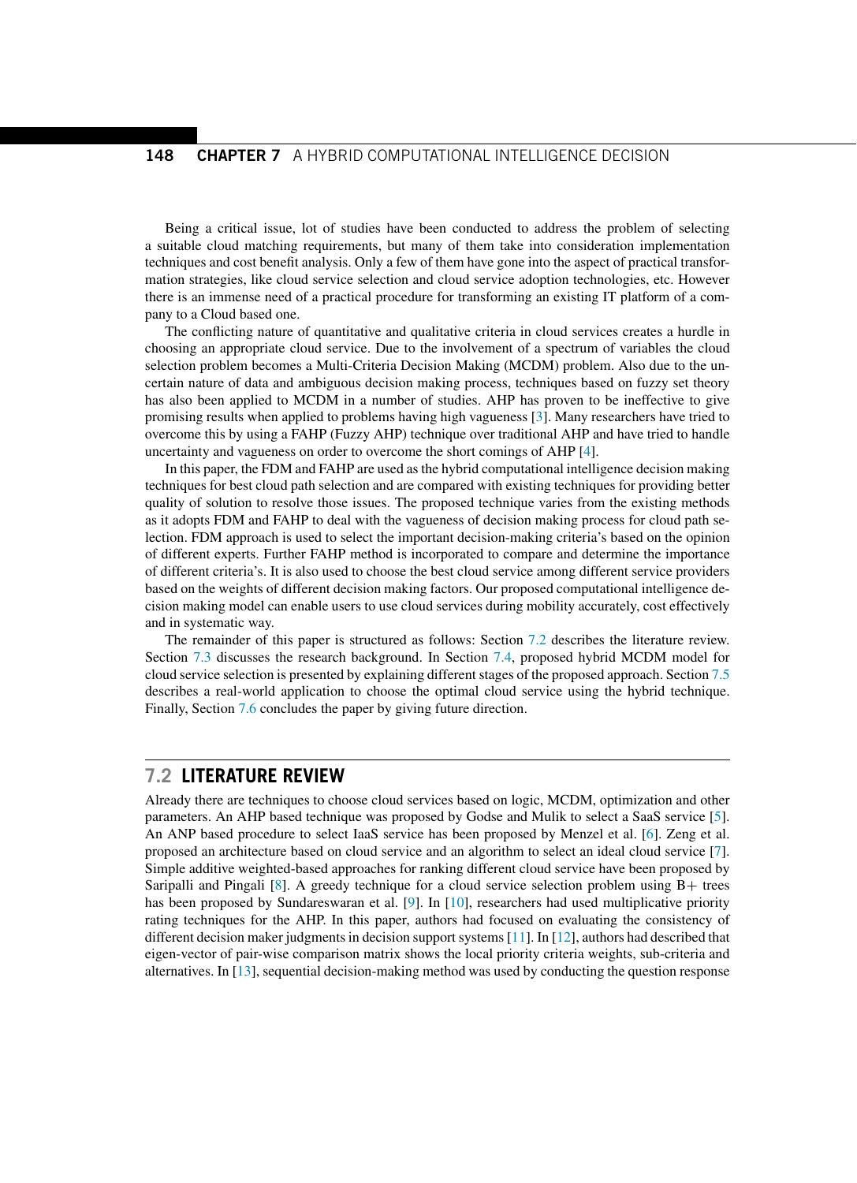Being a critical issue, lot of studies have been conducted to address the problem of selecting a suitable cloud matching requirements, but many of them take into consideration implementation techniques and cost benefit analysis. Only a few of them have gone into the aspect of practical transformation strategies, like cloud service selection and cloud service adoption technologies, etc. However there is an immense need of a practical procedure for transforming an existing IT platform of a company to a Cloud based one.

The conflicting nature of quantitative and qualitative criteria in cloud services creates a hurdle in choosing an appropriate cloud service. Due to the involvement of a spectrum of variables the cloud selection problem becomes a Multi-Criteria Decision Making (MCDM) problem. Also due to the uncertain nature of data and ambiguous decision making process, techniques based on fuzzy set theory has also been applied to MCDM in a number of studies. AHP has proven to be ineffective to give promising results when applied to problems having high vagueness [3]. Many researchers have tried to overcome this by using a FAHP (Fuzzy AHP) technique over traditional AHP and have tried to handle uncertainty and vagueness on order to overcome the short comings of AHP [4].

In this paper, the FDM and FAHP are used as the hybrid computational intelligence decision making techniques for best cloud path selection and are compared with existing techniques for providing better quality of solution to resolve those issues. The proposed technique varies from the existing methods as it adopts FDM and FAHP to deal with the vagueness of decision making process for cloud path selection. FDM approach is used to select the important decision-making criteria's based on the opinion of different experts. Further FAHP method is incorporated to compare and determine the importance of different criteria's. It is also used to choose the best cloud service among different service providers based on the weights of different decision making factors. Our proposed computational intelligence decision making model can enable users to use cloud services during mobility accurately, cost effectively and in systematic way.

The remainder of this paper is structured as follows: Section 7.2 describes the literature review. Section 7.3 discusses the research background. In Section 7.4, proposed hybrid MCDM model for cloud service selection is presented by explaining different stages of the proposed approach. Section 7.5 describes a real-world application to choose the optimal cloud service using the hybrid technique. Finally, Section 7.6 concludes the paper by giving future direction.

## 7.2 LITERATURE REVIEW

Already there are techniques to choose cloud services based on logic, MCDM, optimization and other parameters. An AHP based technique was proposed by Godse and Mulik to select a SaaS service [5]. An ANP based procedure to select IaaS service has been proposed by Menzel et al. [6]. Zeng et al. proposed an architecture based on cloud service and an algorithm to select an ideal cloud service [7]. Simple additive weighted-based approaches for ranking different cloud service have been proposed by Saripalli and Pingali [8]. A greedy technique for a cloud service selection problem using B+ trees has been proposed by Sundareswaran et al. [9]. In [10], researchers had used multiplicative priority rating techniques for the AHP. In this paper, authors had focused on evaluating the consistency of different decision maker judgments in decision support systems [11]. In [12], authors had described that eigen-vector of pair-wise comparison matrix shows the local priority criteria weights, sub-criteria and alternatives. In [13], sequential decision-making method was used by conducting the question response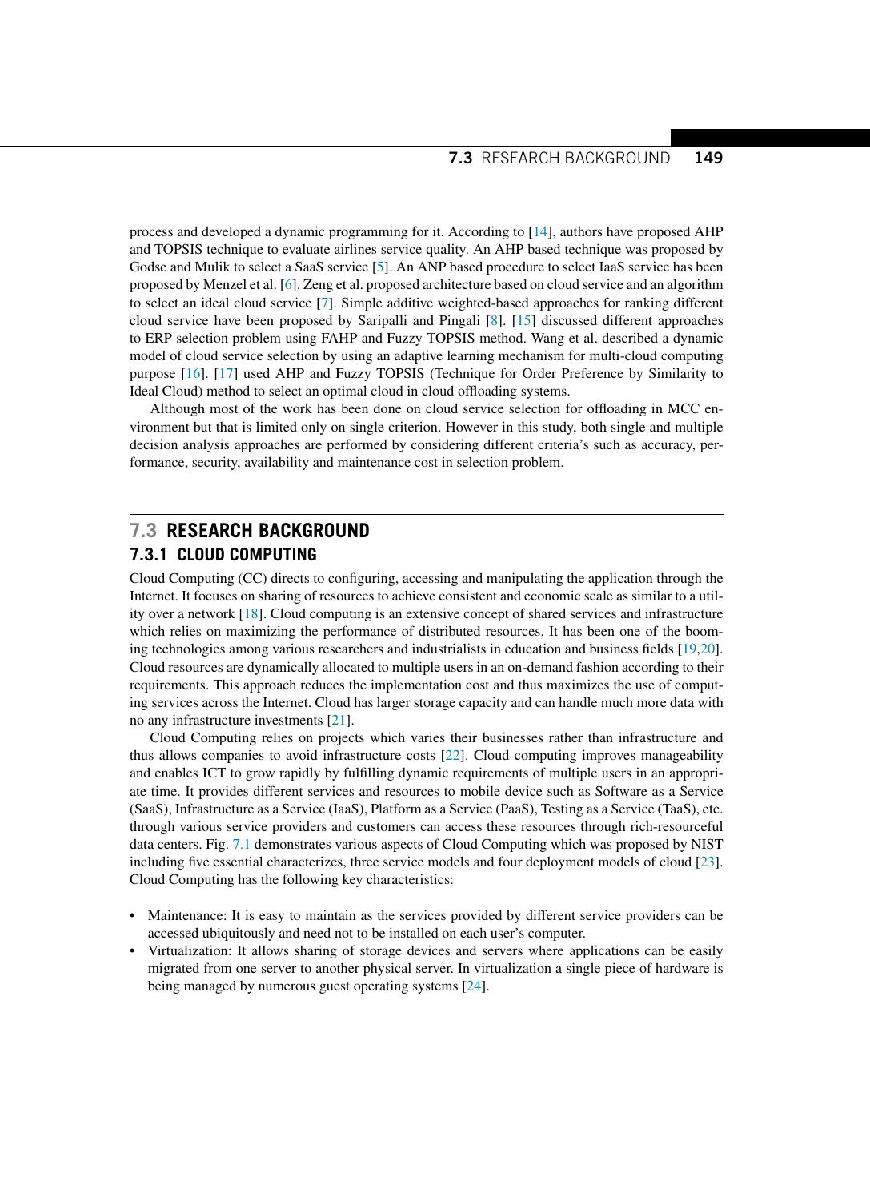process and developed a dynamic programming for it. According to [14], authors have proposed AHP and TOPSIS technique to evaluate airlines service quality. An AHP based technique was proposed by Godse and Mulik to select a SaaS service [5]. An ANP based procedure to select IaaS service has been proposed by Menzel et al. [6]. Zeng et al. proposed architecture based on cloud service and an algorithm to select an ideal cloud service [7]. Simple additive weighted-based approaches for ranking different cloud service have been proposed by Saripalli and Pingali [8]. [15] discussed different approaches to ERP selection problem using FAHP and Fuzzy TOPSIS method. Wang et al. described a dynamic model of cloud service selection by using an adaptive learning mechanism for multi-cloud computing purpose [16]. [17] used AHP and Fuzzy TOPSIS (Technique for Order Preference by Similarity to Ideal Cloud) method to select an optimal cloud in cloud offloading systems.

Although most of the work has been done on cloud service selection for offloading in MCC environment but that is limited only on single criterion. However in this study, both single and multiple decision analysis approaches are performed by considering different criteria's such as accuracy, performance, security, availability and maintenance cost in selection problem.

## 7.3 RESEARCH BACKGROUND

### 7.3.1 CLOUD COMPUTING

Cloud Computing (CC) directs to configuring, accessing and manipulating the application through the Internet. It focuses on sharing of resources to achieve consistent and economic scale as similar to a utility over a network [18]. Cloud computing is an extensive concept of shared services and infrastructure which relies on maximizing the performance of distributed resources. It has been one of the booming technologies among various researchers and industrialists in education and business fields [19,20]. Cloud resources are dynamically allocated to multiple users in an on-demand fashion according to their requirements. This approach reduces the implementation cost and thus maximizes the use of computing services across the Internet. Cloud has larger storage capacity and can handle much more data with no any infrastructure investments [21].

Cloud Computing relies on projects which varies their businesses rather than infrastructure and thus allows companies to avoid infrastructure costs [22]. Cloud computing improves manageability and enables ICT to grow rapidly by fulfilling dynamic requirements of multiple users in an appropriate time. It provides different services and resources to mobile device such as Software as a Service (SaaS), Infrastructure as a Service (IaaS), Platform as a Service (PaaS), Testing as a Service (TaaS), etc. through various service providers and customers can access these resources through rich-resourceful data centers. Fig. 7.1 demonstrates various aspects of Cloud Computing which was proposed by NIST including five essential characterizes, three service models and four deployment models of cloud [23]. Cloud Computing has the following key characteristics:

- Maintenance: It is easy to maintain as the services provided by different service providers can be accessed ubiquitously and need not to be installed on each user's computer.
- Virtualization: It allows sharing of storage devices and servers where applications can be easily migrated from one server to another physical server. In virtualization a single piece of hardware is being managed by numerous guest operating systems [24].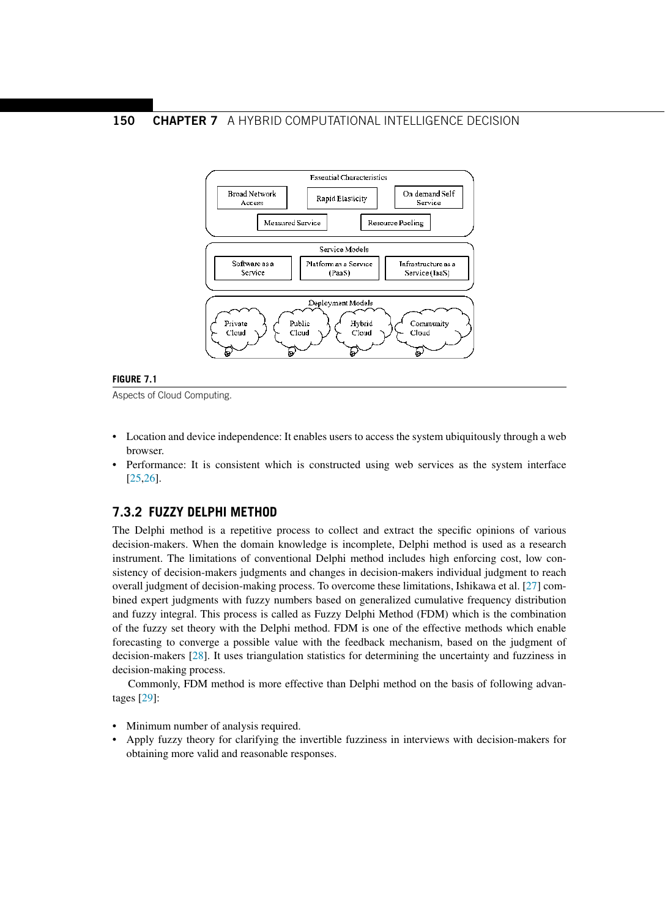**FIGURE 7.1**

Aspects of Cloud Computing.

- Location and device independence: It enables users to access the system ubiquitously through a web browser.
- Performance: It is consistent which is constructed using web services as the system interface [25,26].

### 7.3.2 FUZZY DELPHI METHOD

The Delphi method is a repetitive process to collect and extract the specific opinions of various decision-makers. When the domain knowledge is incomplete, Delphi method is used as a research instrument. The limitations of conventional Delphi method includes high enforcing cost, low consistency of decision-makers judgments and changes in decision-makers individual judgment to reach overall judgment of decision-making process. To overcome these limitations, Ishikawa et al. [27] combined expert judgments with fuzzy numbers based on generalized cumulative frequency distribution and fuzzy integral. This process is called as Fuzzy Delphi Method (FDM) which is the combination of the fuzzy set theory with the Delphi method. FDM is one of the effective methods which enable forecasting to converge a possible value with the feedback mechanism, based on the judgment of decision-makers [28]. It uses triangulation statistics for determining the uncertainty and fuzziness in decision-making process.

Commonly, FDM method is more effective than Delphi method on the basis of following advantages [29]:

- Minimum number of analysis required.
- Apply fuzzy theory for clarifying the invertible fuzziness in interviews with decision-makers for obtaining more valid and reasonable responses.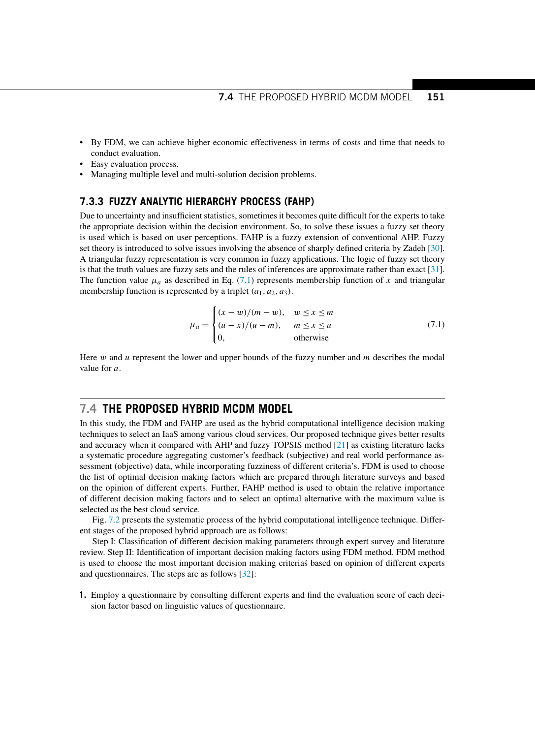- By FDM, we can achieve higher economic effectiveness in terms of costs and time that needs to conduct evaluation.
- Easy evaluation process.
- Managing multiple level and multi-solution decision problems.

### 7.3.3 FUZZY ANALYTIC HIERARCHY PROCESS (FAHP)

Due to uncertainty and insufficient statistics, sometimes it becomes quite difficult for the experts to take the appropriate decision within the decision environment. So, to solve these issues a fuzzy set theory is used which is based on user perceptions. FAHP is a fuzzy extension of conventional AHP. Fuzzy set theory is introduced to solve issues involving the absence of sharply defined criteria by Zadeh [30]. A triangular fuzzy representation is very common in fuzzy applications. The logic of fuzzy set theory is that the truth values are fuzzy sets and the rules of inferences are approximate rather than exact [31]. The function value $\mu_a$ as described in Eq. (7.1) represents membership function of $x$ and triangular membership function is represented by a triplet $(a_1, a_2, a_3)$.

$$\mu_a = \begin{cases} (x-w)/(m-w), & w \le x \le m \\ (u-x)/(u-m), & m \le x \le u \\ 0, & \text{otherwise} \end{cases} \tag{7.1}$$

Here $w$ and $u$ represent the lower and upper bounds of the fuzzy number and $m$ describes the modal value for $a$.

## 7.4 THE PROPOSED HYBRID MCDM MODEL

In this study, the FDM and FAHP are used as the hybrid computational intelligence decision making techniques to select an IaaS among various cloud services. Our proposed technique gives better results and accuracy when it compared with AHP and fuzzy TOPSIS method [21] as existing literature lacks a systematic procedure aggregating customer's feedback (subjective) and real world performance assessment (objective) data, while incorporating fuzziness of different criteria's. FDM is used to choose the list of optimal decision making factors which are prepared through literature surveys and based on the opinion of different experts. Further, FAHP method is used to obtain the relative importance of different decision making factors and to select an optimal alternative with the maximum value is selected as the best cloud service.

Fig. 7.2 presents the systematic process of the hybrid computational intelligence technique. Different stages of the proposed hybrid approach are as follows:

Step I: Classification of different decision making parameters through expert survey and literature review. Step II: Identification of important decision making factors using FDM method. FDM method is used to choose the most important decision making criteriaś based on opinion of different experts and questionnaires. The steps are as follows [32]:

1. Employ a questionnaire by consulting different experts and find the evaluation score of each decision factor based on linguistic values of questionnaire.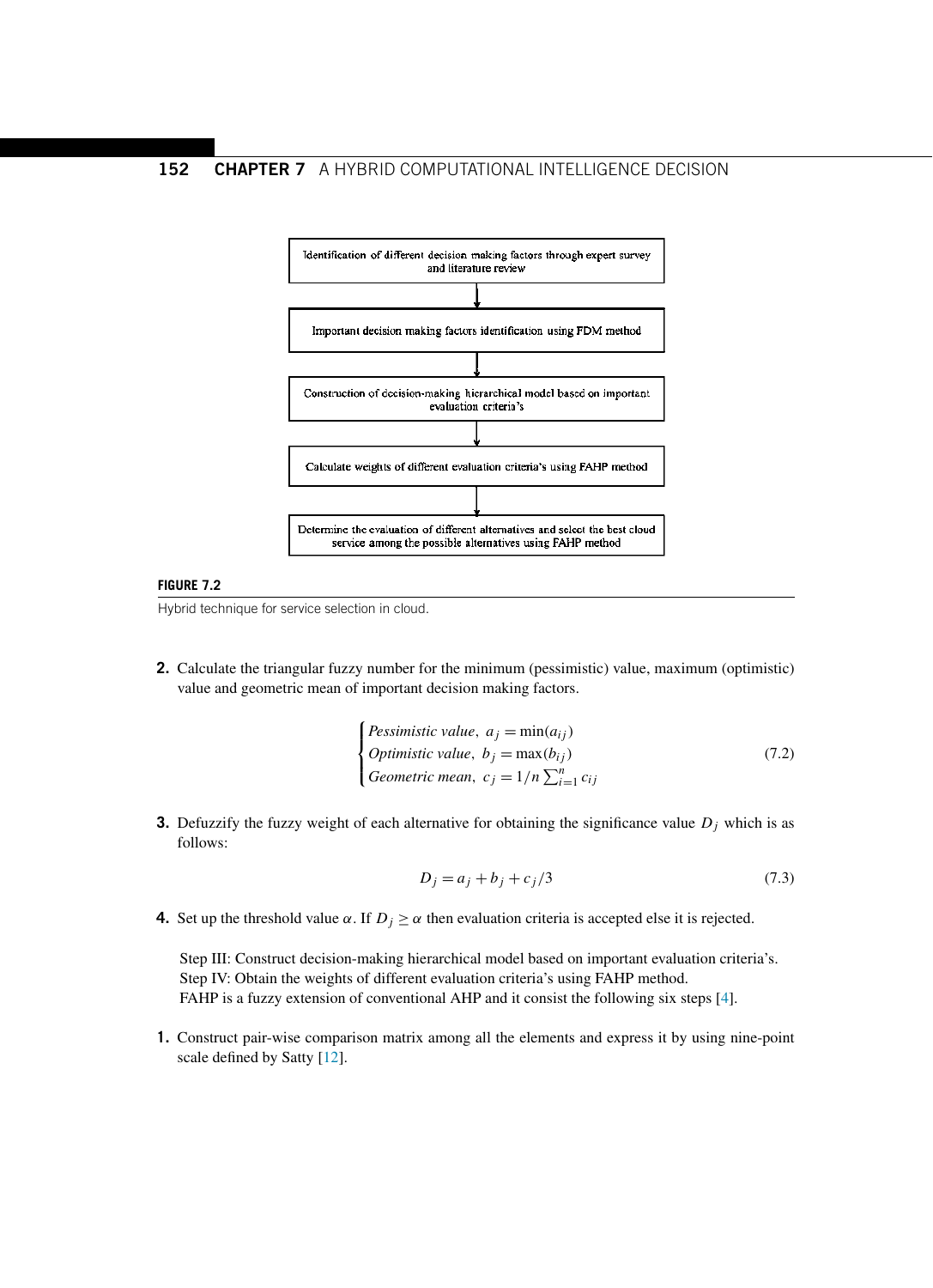Identification of different decision making factors through expert survey and literature review

↓

Important decision making factors identification using FDM method

↓

Construction of decision-making hierarchical model based on important evaluation criteria's

↓

Calculate weights of different evaluation criteria's using FAHP method

↓

Determine the evaluation of different alternatives and select the best cloud service among the possible alternatives using FAHP method

**FIGURE 7.2**

Hybrid technique for service selection in cloud.

2. Calculate the triangular fuzzy number for the minimum (pessimistic) value, maximum (optimistic) value and geometric mean of important decision making factors.

$$\begin{cases} \textit{Pessimistic value}, \ a_j = \min(a_{ij}) \\ \textit{Optimistic value}, \ b_j = \max(b_{ij}) \\ \textit{Geometric mean}, \ c_j = 1/n \sum_{i=1}^{n} c_{ij} \end{cases} \tag{7.2}$$

3. Defuzzify the fuzzy weight of each alternative for obtaining the significance value $D_j$ which is as follows:

$$D_j = a_j + b_j + c_j/3 \tag{7.3}$$

4. Set up the threshold value $\alpha$. If $D_j \geq \alpha$ then evaluation criteria is accepted else it is rejected.

Step III: Construct decision-making hierarchical model based on important evaluation criteria's.
Step IV: Obtain the weights of different evaluation criteria's using FAHP method.
FAHP is a fuzzy extension of conventional AHP and it consist the following six steps [4].

1. Construct pair-wise comparison matrix among all the elements and express it by using nine-point scale defined by Satty [12].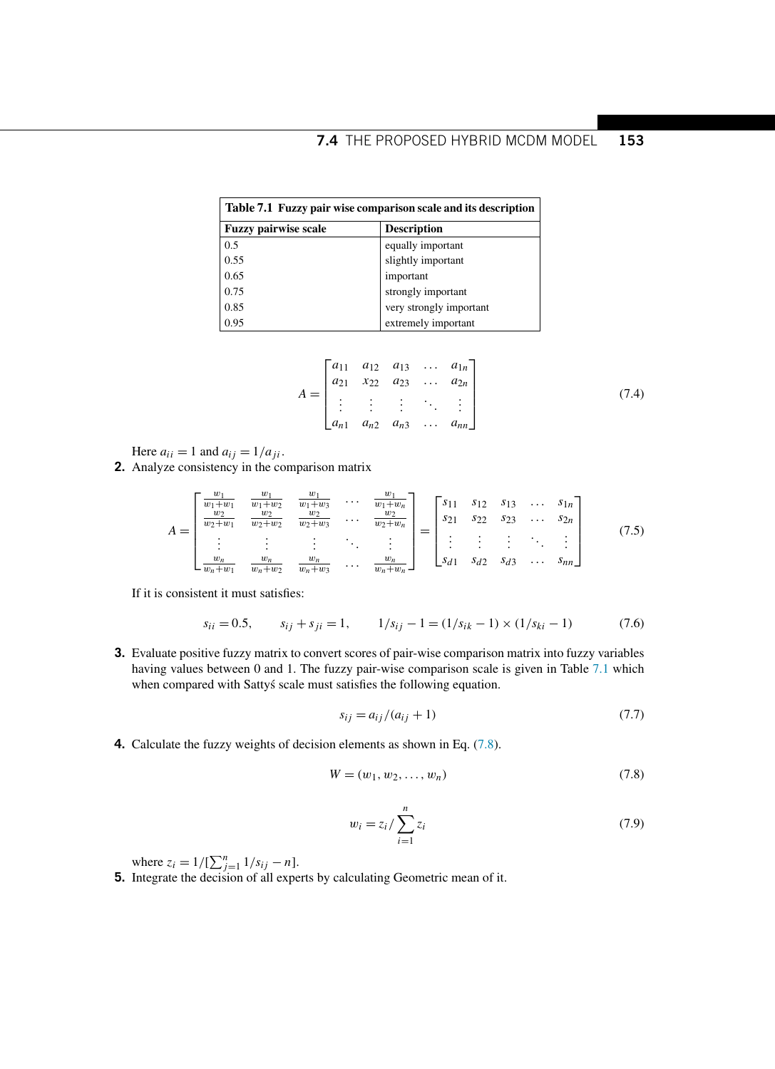**Table 7.1 Fuzzy pair wise comparison scale and its description**

| Fuzzy pairwise scale | Description |
|---|---|
| 0.5 | equally important |
| 0.55 | slightly important |
| 0.65 | important |
| 0.75 | strongly important |
| 0.85 | very strongly important |
| 0.95 | extremely important |

$$A = \begin{bmatrix} a_{11} & a_{12} & a_{13} & \dots & a_{1n} \\ a_{21} & x_{22} & a_{23} & \dots & a_{2n} \\ \vdots & \vdots & \vdots & \ddots & \vdots \\ a_{n1} & a_{n2} & a_{n3} & \dots & a_{nn} \end{bmatrix} \tag{7.4}$$

Here $a_{ii} = 1$ and $a_{ij} = 1/a_{ji}$.

2. Analyze consistency in the comparison matrix

$$A = \begin{bmatrix} \frac{w_1}{w_1+w_1} & \frac{w_1}{w_1+w_2} & \frac{w_1}{w_1+w_3} & \dots & \frac{w_1}{w_1+w_n} \\ \frac{w_2}{w_2+w_1} & \frac{w_2}{w_2+w_2} & \frac{w_2}{w_2+w_3} & \dots & \frac{w_2}{w_2+w_n} \\ \vdots & \vdots & \vdots & \ddots & \vdots \\ \frac{w_n}{w_n+w_1} & \frac{w_n}{w_n+w_2} & \frac{w_n}{w_n+w_3} & \dots & \frac{w_n}{w_n+w_n} \end{bmatrix} = \begin{bmatrix} s_{11} & s_{12} & s_{13} & \dots & s_{1n} \\ s_{21} & s_{22} & s_{23} & \dots & s_{2n} \\ \vdots & \vdots & \vdots & \ddots & \vdots \\ s_{d1} & s_{d2} & s_{d3} & \dots & s_{nn} \end{bmatrix} \tag{7.5}$$

If it is consistent it must satisfies:

$$s_{ii} = 0.5, \qquad s_{ij} + s_{ji} = 1, \qquad 1/s_{ij} - 1 = (1/s_{ik} - 1) \times (1/s_{ki} - 1) \tag{7.6}$$

3. Evaluate positive fuzzy matrix to convert scores of pair-wise comparison matrix into fuzzy variables having values between 0 and 1. The fuzzy pair-wise comparison scale is given in Table 7.1 which when compared with Sattyś scale must satisfies the following equation.

$$s_{ij} = a_{ij}/(a_{ij} + 1) \tag{7.7}$$

4. Calculate the fuzzy weights of decision elements as shown in Eq. (7.8).

$$W = (w_1, w_2, \dots, w_n) \tag{7.8}$$

$$w_i = z_i / \sum_{i=1}^{n} z_i \tag{7.9}$$

where $z_i = 1/[\sum_{j=1}^{n} 1/s_{ij} - n]$.

5. Integrate the decision of all experts by calculating Geometric mean of it.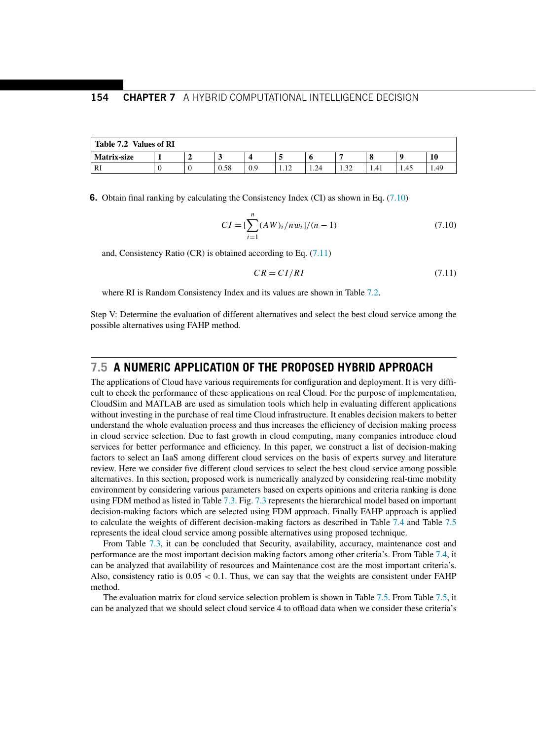**Table 7.2 Values of RI**

| Matrix-size | 1 | 2 | 3 | 4 | 5 | 6 | 7 | 8 | 9 | 10 |
|---|---|---|---|---|---|---|---|---|---|---|
| RI | 0 | 0 | 0.58 | 0.9 | 1.12 | 1.24 | 1.32 | 1.41 | 1.45 | 1.49 |

**6.** Obtain final ranking by calculating the Consistency Index (CI) as shown in Eq. (7.10)

$$CI = [\sum_{i=1}^{n} (AW)_i / nw_i]/(n-1) \tag{7.10}$$

and, Consistency Ratio (CR) is obtained according to Eq. (7.11)

$$CR = CI/RI \tag{7.11}$$

where RI is Random Consistency Index and its values are shown in Table 7.2.

Step V: Determine the evaluation of different alternatives and select the best cloud service among the possible alternatives using FAHP method.

## 7.5 A NUMERIC APPLICATION OF THE PROPOSED HYBRID APPROACH

The applications of Cloud have various requirements for configuration and deployment. It is very difficult to check the performance of these applications on real Cloud. For the purpose of implementation, CloudSim and MATLAB are used as simulation tools which help in evaluating different applications without investing in the purchase of real time Cloud infrastructure. It enables decision makers to better understand the whole evaluation process and thus increases the efficiency of decision making process in cloud service selection. Due to fast growth in cloud computing, many companies introduce cloud services for better performance and efficiency. In this paper, we construct a list of decision-making factors to select an IaaS among different cloud services on the basis of experts survey and literature review. Here we consider five different cloud services to select the best cloud service among possible alternatives. In this section, proposed work is numerically analyzed by considering real-time mobility environment by considering various parameters based on experts opinions and criteria ranking is done using FDM method as listed in Table 7.3. Fig. 7.3 represents the hierarchical model based on important decision-making factors which are selected using FDM approach. Finally FAHP approach is applied to calculate the weights of different decision-making factors as described in Table 7.4 and Table 7.5 represents the ideal cloud service among possible alternatives using proposed technique.

From Table 7.3, it can be concluded that Security, availability, accuracy, maintenance cost and performance are the most important decision making factors among other criteria's. From Table 7.4, it can be analyzed that availability of resources and Maintenance cost are the most important criteria's. Also, consistency ratio is $0.05 < 0.1$. Thus, we can say that the weights are consistent under FAHP method.

The evaluation matrix for cloud service selection problem is shown in Table 7.5. From Table 7.5, it can be analyzed that we should select cloud service 4 to offload data when we consider these criteria's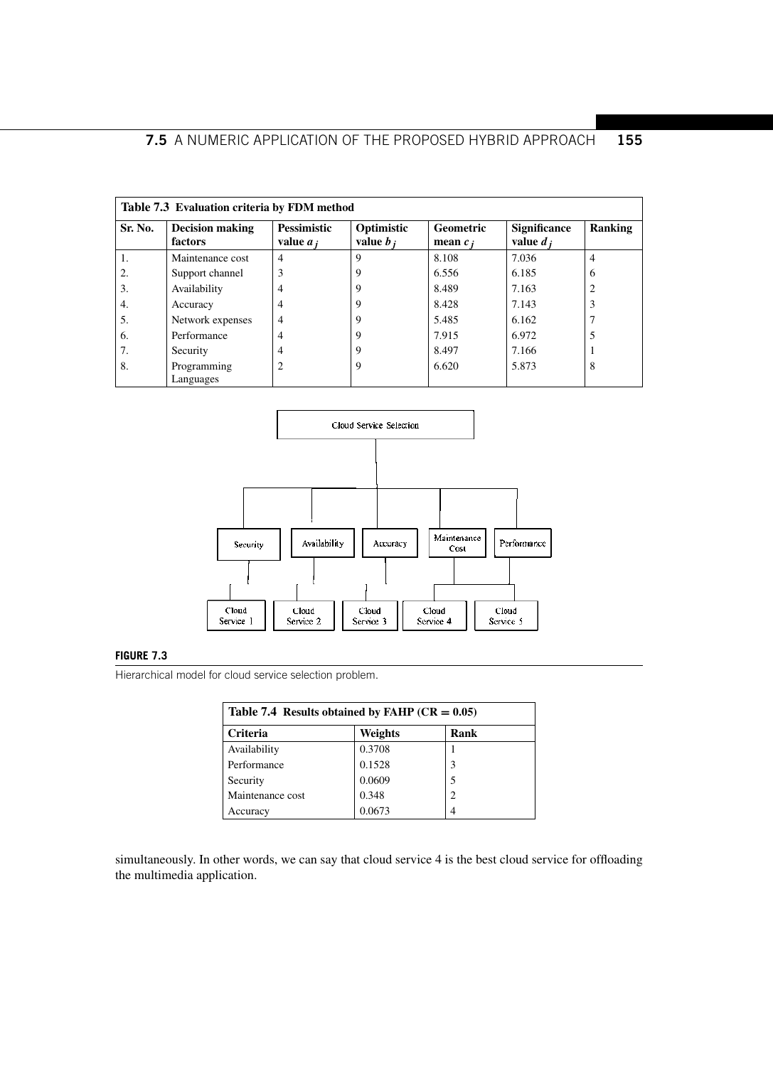**Table 7.3 Evaluation criteria by FDM method**

| Sr. No. | Decision making factors | Pessimistic value $a_j$ | Optimistic value $b_j$ | Geometric mean $c_j$ | Significance value $d_j$ | Ranking |
|---|---|---|---|---|---|---|
| 1. | Maintenance cost | 4 | 9 | 8.108 | 7.036 | 4 |
| 2. | Support channel | 3 | 9 | 6.556 | 6.185 | 6 |
| 3. | Availability | 4 | 9 | 8.489 | 7.163 | 2 |
| 4. | Accuracy | 4 | 9 | 8.428 | 7.143 | 3 |
| 5. | Network expenses | 4 | 9 | 5.485 | 6.162 | 7 |
| 6. | Performance | 4 | 9 | 7.915 | 6.972 | 5 |
| 7. | Security | 4 | 9 | 8.497 | 7.166 | 1 |
| 8. | Programming Languages | 2 | 9 | 6.620 | 5.873 | 8 |

**FIGURE 7.3**

Hierarchical model for cloud service selection problem.

**Table 7.4 Results obtained by FAHP (CR = 0.05)**

| Criteria | Weights | Rank |
|---|---|---|
| Availability | 0.3708 | 1 |
| Performance | 0.1528 | 3 |
| Security | 0.0609 | 5 |
| Maintenance cost | 0.348 | 2 |
| Accuracy | 0.0673 | 4 |

simultaneously. In other words, we can say that cloud service 4 is the best cloud service for offloading the multimedia application.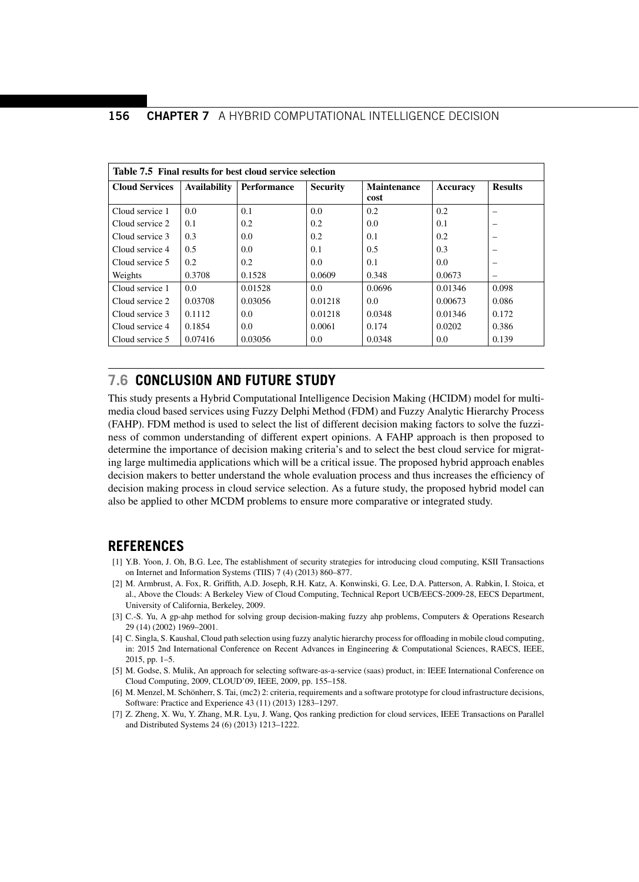**Table 7.5 Final results for best cloud service selection**

| Cloud Services | Availability | Performance | Security | Maintenance cost | Accuracy | Results |
|---|---|---|---|---|---|---|
| Cloud service 1 | 0.0 | 0.1 | 0.0 | 0.2 | 0.2 | – |
| Cloud service 2 | 0.1 | 0.2 | 0.2 | 0.0 | 0.1 | – |
| Cloud service 3 | 0.3 | 0.0 | 0.2 | 0.1 | 0.2 | – |
| Cloud service 4 | 0.5 | 0.0 | 0.1 | 0.5 | 0.3 | – |
| Cloud service 5 | 0.2 | 0.2 | 0.0 | 0.1 | 0.0 | – |
| Weights | 0.3708 | 0.1528 | 0.0609 | 0.348 | 0.0673 | – |
| Cloud service 1 | 0.0 | 0.01528 | 0.0 | 0.0696 | 0.01346 | 0.098 |
| Cloud service 2 | 0.03708 | 0.03056 | 0.01218 | 0.0 | 0.00673 | 0.086 |
| Cloud service 3 | 0.1112 | 0.0 | 0.01218 | 0.0348 | 0.01346 | 0.172 |
| Cloud service 4 | 0.1854 | 0.0 | 0.0061 | 0.174 | 0.0202 | 0.386 |
| Cloud service 5 | 0.07416 | 0.03056 | 0.0 | 0.0348 | 0.0 | 0.139 |

## 7.6 CONCLUSION AND FUTURE STUDY

This study presents a Hybrid Computational Intelligence Decision Making (HCIDM) model for multimedia cloud based services using Fuzzy Delphi Method (FDM) and Fuzzy Analytic Hierarchy Process (FAHP). FDM method is used to select the list of different decision making factors to solve the fuzziness of common understanding of different expert opinions. A FAHP approach is then proposed to determine the importance of decision making criteria's and to select the best cloud service for migrating large multimedia applications which will be a critical issue. The proposed hybrid approach enables decision makers to better understand the whole evaluation process and thus increases the efficiency of decision making process in cloud service selection. As a future study, the proposed hybrid model can also be applied to other MCDM problems to ensure more comparative or integrated study.

## REFERENCES

[1] Y.B. Yoon, J. Oh, B.G. Lee, The establishment of security strategies for introducing cloud computing, KSII Transactions on Internet and Information Systems (TIIS) 7 (4) (2013) 860–877.

[2] M. Armbrust, A. Fox, R. Griffith, A.D. Joseph, R.H. Katz, A. Konwinski, G. Lee, D.A. Patterson, A. Rabkin, I. Stoica, et al., Above the Clouds: A Berkeley View of Cloud Computing, Technical Report UCB/EECS-2009-28, EECS Department, University of California, Berkeley, 2009.

[3] C.-S. Yu, A gp-ahp method for solving group decision-making fuzzy ahp problems, Computers & Operations Research 29 (14) (2002) 1969–2001.

[4] C. Singla, S. Kaushal, Cloud path selection using fuzzy analytic hierarchy process for offloading in mobile cloud computing, in: 2015 2nd International Conference on Recent Advances in Engineering & Computational Sciences, RAECS, IEEE, 2015, pp. 1–5.

[5] M. Godse, S. Mulik, An approach for selecting software-as-a-service (saas) product, in: IEEE International Conference on Cloud Computing, 2009, CLOUD'09, IEEE, 2009, pp. 155–158.

[6] M. Menzel, M. Schönherr, S. Tai, (mc2) 2: criteria, requirements and a software prototype for cloud infrastructure decisions, Software: Practice and Experience 43 (11) (2013) 1283–1297.

[7] Z. Zheng, X. Wu, Y. Zhang, M.R. Lyu, J. Wang, Qos ranking prediction for cloud services, IEEE Transactions on Parallel and Distributed Systems 24 (6) (2013) 1213–1222.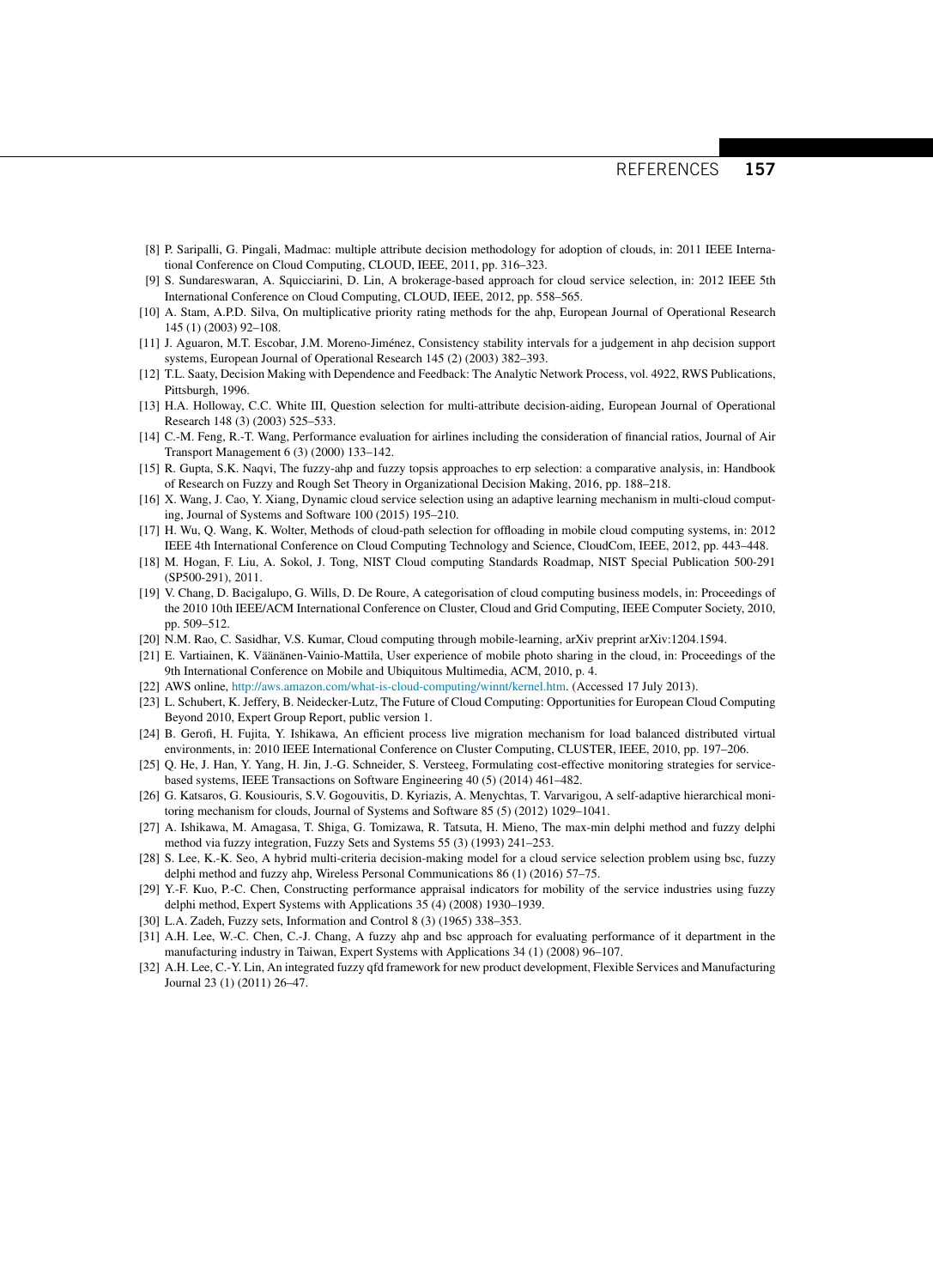[8] P. Saripalli, G. Pingali, Madmac: multiple attribute decision methodology for adoption of clouds, in: 2011 IEEE International Conference on Cloud Computing, CLOUD, IEEE, 2011, pp. 316–323.

[9] S. Sundareswaran, A. Squicciarini, D. Lin, A brokerage-based approach for cloud service selection, in: 2012 IEEE 5th International Conference on Cloud Computing, CLOUD, IEEE, 2012, pp. 558–565.

[10] A. Stam, A.P.D. Silva, On multiplicative priority rating methods for the ahp, European Journal of Operational Research 145 (1) (2003) 92–108.

[11] J. Aguaron, M.T. Escobar, J.M. Moreno-Jiménez, Consistency stability intervals for a judgement in ahp decision support systems, European Journal of Operational Research 145 (2) (2003) 382–393.

[12] T.L. Saaty, Decision Making with Dependence and Feedback: The Analytic Network Process, vol. 4922, RWS Publications, Pittsburgh, 1996.

[13] H.A. Holloway, C.C. White III, Question selection for multi-attribute decision-aiding, European Journal of Operational Research 148 (3) (2003) 525–533.

[14] C.-M. Feng, R.-T. Wang, Performance evaluation for airlines including the consideration of financial ratios, Journal of Air Transport Management 6 (3) (2000) 133–142.

[15] R. Gupta, S.K. Naqvi, The fuzzy-ahp and fuzzy topsis approaches to erp selection: a comparative analysis, in: Handbook of Research on Fuzzy and Rough Set Theory in Organizational Decision Making, 2016, pp. 188–218.

[16] X. Wang, J. Cao, Y. Xiang, Dynamic cloud service selection using an adaptive learning mechanism in multi-cloud computing, Journal of Systems and Software 100 (2015) 195–210.

[17] H. Wu, Q. Wang, K. Wolter, Methods of cloud-path selection for offloading in mobile cloud computing systems, in: 2012 IEEE 4th International Conference on Cloud Computing Technology and Science, CloudCom, IEEE, 2012, pp. 443–448.

[18] M. Hogan, F. Liu, A. Sokol, J. Tong, NIST Cloud computing Standards Roadmap, NIST Special Publication 500-291 (SP500-291), 2011.

[19] V. Chang, D. Bacigalupo, G. Wills, D. De Roure, A categorisation of cloud computing business models, in: Proceedings of the 2010 10th IEEE/ACM International Conference on Cluster, Cloud and Grid Computing, IEEE Computer Society, 2010, pp. 509–512.

[20] N.M. Rao, C. Sasidhar, V.S. Kumar, Cloud computing through mobile-learning, arXiv preprint arXiv:1204.1594.

[21] E. Vartiainen, K. Väänänen-Vainio-Mattila, User experience of mobile photo sharing in the cloud, in: Proceedings of the 9th International Conference on Mobile and Ubiquitous Multimedia, ACM, 2010, p. 4.

[22] AWS online, http://aws.amazon.com/what-is-cloud-computing/winnt/kernel.htm. (Accessed 17 July 2013).

[23] L. Schubert, K. Jeffery, B. Neidecker-Lutz, The Future of Cloud Computing: Opportunities for European Cloud Computing Beyond 2010, Expert Group Report, public version 1.

[24] B. Gerofi, H. Fujita, Y. Ishikawa, An efficient process live migration mechanism for load balanced distributed virtual environments, in: 2010 IEEE International Conference on Cluster Computing, CLUSTER, IEEE, 2010, pp. 197–206.

[25] Q. He, J. Han, Y. Yang, H. Jin, J.-G. Schneider, S. Versteeg, Formulating cost-effective monitoring strategies for service-based systems, IEEE Transactions on Software Engineering 40 (5) (2014) 461–482.

[26] G. Katsaros, G. Kousiouris, S.V. Gogouvitis, D. Kyriazis, A. Menychtas, T. Varvarigou, A self-adaptive hierarchical monitoring mechanism for clouds, Journal of Systems and Software 85 (5) (2012) 1029–1041.

[27] A. Ishikawa, M. Amagasa, T. Shiga, G. Tomizawa, R. Tatsuta, H. Mieno, The max-min delphi method and fuzzy delphi method via fuzzy integration, Fuzzy Sets and Systems 55 (3) (1993) 241–253.

[28] S. Lee, K.-K. Seo, A hybrid multi-criteria decision-making model for a cloud service selection problem using bsc, fuzzy delphi method and fuzzy ahp, Wireless Personal Communications 86 (1) (2016) 57–75.

[29] Y.-F. Kuo, P.-C. Chen, Constructing performance appraisal indicators for mobility of the service industries using fuzzy delphi method, Expert Systems with Applications 35 (4) (2008) 1930–1939.

[30] L.A. Zadeh, Fuzzy sets, Information and Control 8 (3) (1965) 338–353.

[31] A.H. Lee, W.-C. Chen, C.-J. Chang, A fuzzy ahp and bsc approach for evaluating performance of it department in the manufacturing industry in Taiwan, Expert Systems with Applications 34 (1) (2008) 96–107.

[32] A.H. Lee, C.-Y. Lin, An integrated fuzzy qfd framework for new product development, Flexible Services and Manufacturing Journal 23 (1) (2011) 26–47.